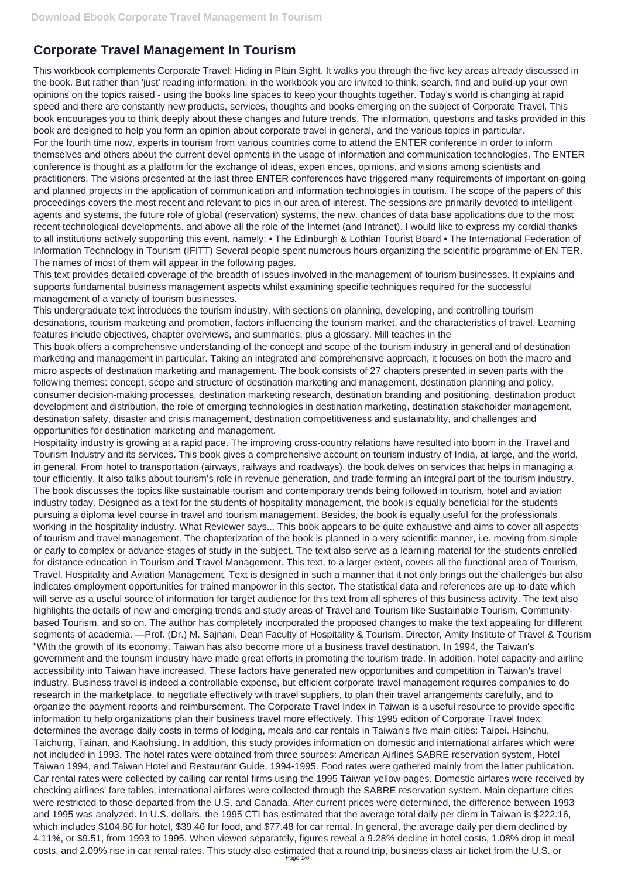# Corporate Travel Management In Tourism

This workbook complements Corporate Travel: Hiding in Plain Sight. It walks you through the five key areas already discussed in the book. But rather than 'just' reading information, in the workbook you are invited to think, search, find and build-up your own opinions on the topics raised - using the books line spaces to keep your thoughts together. Today's world is changing at rapid speed and there are constantly new products, services, thoughts and books emerging on the subject of Corporate Travel. This book encourages you to think deeply about these changes and future trends. The information, questions and tasks provided in this book are designed to help you form an opinion about corporate travel in general, and the various topics in particular.

For the fourth time now, experts in tourism from various countries come to attend the ENTER conference in order to inform themselves and others about the current devel opments in the usage of information and communication technologies. The ENTER conference is thought as a platform for the exchange of ideas, experi ences, opinions, and visions among scientists and practitioners. The visions presented at the last three ENTER conferences have triggered many requirements of important on-going and planned projects in the application of communication and information technologies in tourism. The scope of the papers of this proceedings covers the most recent and relevant to pics in our area of interest. The sessions are primarily devoted to intelligent agents and systems, the future role of global (reservation) systems, the new. chances of data base applications due to the most recent technological developments. and above all the role of the Internet (and Intranet). I would like to express my cordial thanks to all institutions actively supporting this event, namely: • The Edinburgh & Lothian Tourist Board • The International Federation of Information Technology in Tourism (IFITT) Several people spent numerous hours organizing the scientific programme of EN TER. The names of most of them will appear in the following pages.

This text provides detailed coverage of the breadth of issues involved in the management of tourism businesses. It explains and supports fundamental business management aspects whilst examining specific techniques required for the successful management of a variety of tourism businesses.

This undergraduate text introduces the tourism industry, with sections on planning, developing, and controlling tourism destinations, tourism marketing and promotion, factors influencing the tourism market, and the characteristics of travel. Learning features include objectives, chapter overviews, and summaries, plus a glossary. Mill teaches in the

This book offers a comprehensive understanding of the concept and scope of the tourism industry in general and of destination marketing and management in particular. Taking an integrated and comprehensive approach, it focuses on both the macro and micro aspects of destination marketing and management. The book consists of 27 chapters presented in seven parts with the following themes: concept, scope and structure of destination marketing and management, destination planning and policy, consumer decision-making processes, destination marketing research, destination branding and positioning, destination product development and distribution, the role of emerging technologies in destination marketing, destination stakeholder management, destination safety, disaster and crisis management, destination competitiveness and sustainability, and challenges and opportunities for destination marketing and management.

Hospitality industry is growing at a rapid pace. The improving cross-country relations have resulted into boom in the Travel and Tourism Industry and its services. This book gives a comprehensive account on tourism industry of India, at large, and the world, in general. From hotel to transportation (airways, railways and roadways), the book delves on services that helps in managing a tour efficiently. It also talks about tourism's role in revenue generation, and trade forming an integral part of the tourism industry. The book discusses the topics like sustainable tourism and contemporary trends being followed in tourism, hotel and aviation industry today. Designed as a text for the students of hospitality management, the book is equally beneficial for the students pursuing a diploma level course in travel and tourism management. Besides, the book is equally useful for the professionals working in the hospitality industry. What Reviewer says... This book appears to be quite exhaustive and aims to cover all aspects of tourism and travel management. The chapterization of the book is planned in a very scientific manner, i.e. moving from simple or early to complex or advance stages of study in the subject. The text also serve as a learning material for the students enrolled for distance education in Tourism and Travel Management. This text, to a larger extent, covers all the functional area of Tourism, Travel, Hospitality and Aviation Management. Text is designed in such a manner that it not only brings out the challenges but also indicates employment opportunities for trained manpower in this sector. The statistical data and references are up-to-date which will serve as a useful source of information for target audience for this text from all spheres of this business activity. The text also highlights the details of new and emerging trends and study areas of Travel and Tourism like Sustainable Tourism, Community-based Tourism, and so on. The author has completely incorporated the proposed changes to make the text appealing for different segments of academia. —Prof. (Dr.) M. Sajnani, Dean Faculty of Hospitality & Tourism, Director, Amity Institute of Travel & Tourism

"With the growth of its economy. Taiwan has also become more of a business travel destination. In 1994, the Taiwan's government and the tourism industry have made great efforts in promoting the tourism trade. In addition, hotel capacity and airline accessibility into Taiwan have increased. These factors have generated new opportunities and competition in Taiwan's travel industry. Business travel is indeed a controllable expense, but efficient corporate travel management requires companies to do research in the marketplace, to negotiate effectively with travel suppliers, to plan their travel arrangements carefully, and to organize the payment reports and reimbursement. The Corporate Travel Index in Taiwan is a useful resource to provide specific information to help organizations plan their business travel more effectively. This 1995 edition of Corporate Travel Index determines the average daily costs in terms of lodging, meals and car rentals in Taiwan's five main cities: Taipei. Hsinchu, Taichung, Tainan, and Kaohsiung. In addition, this study provides information on domestic and international airfares which were not included in 1993. The hotel rates were obtained from three sources: American Airlines SABRE reservation system, Hotel Taiwan 1994, and Taiwan Hotel and Restaurant Guide, 1994-1995. Food rates were gathered mainly from the latter publication. Car rental rates were collected by calling car rental firms using the 1995 Taiwan yellow pages. Domestic airfares were received by checking airlines' fare tables; international airfares were collected through the SABRE reservation system. Main departure cities were restricted to those departed from the U.S. and Canada. After current prices were determined, the difference between 1993 and 1995 was analyzed. In U.S. dollars, the 1995 CTI has estimated that the average total daily per diem in Taiwan is $222.16, which includes $104.86 for hotel, $39.46 for food, and $77.48 for car rental. In general, the average daily per diem declined by 4.11%, or $9.51, from 1993 to 1995. When viewed separately, figures reveal a 9.28% decline in hotel costs, 1.08% drop in meal costs, and 2.09% rise in car rental rates. This study also estimated that a round trip, business class air ticket from the U.S. or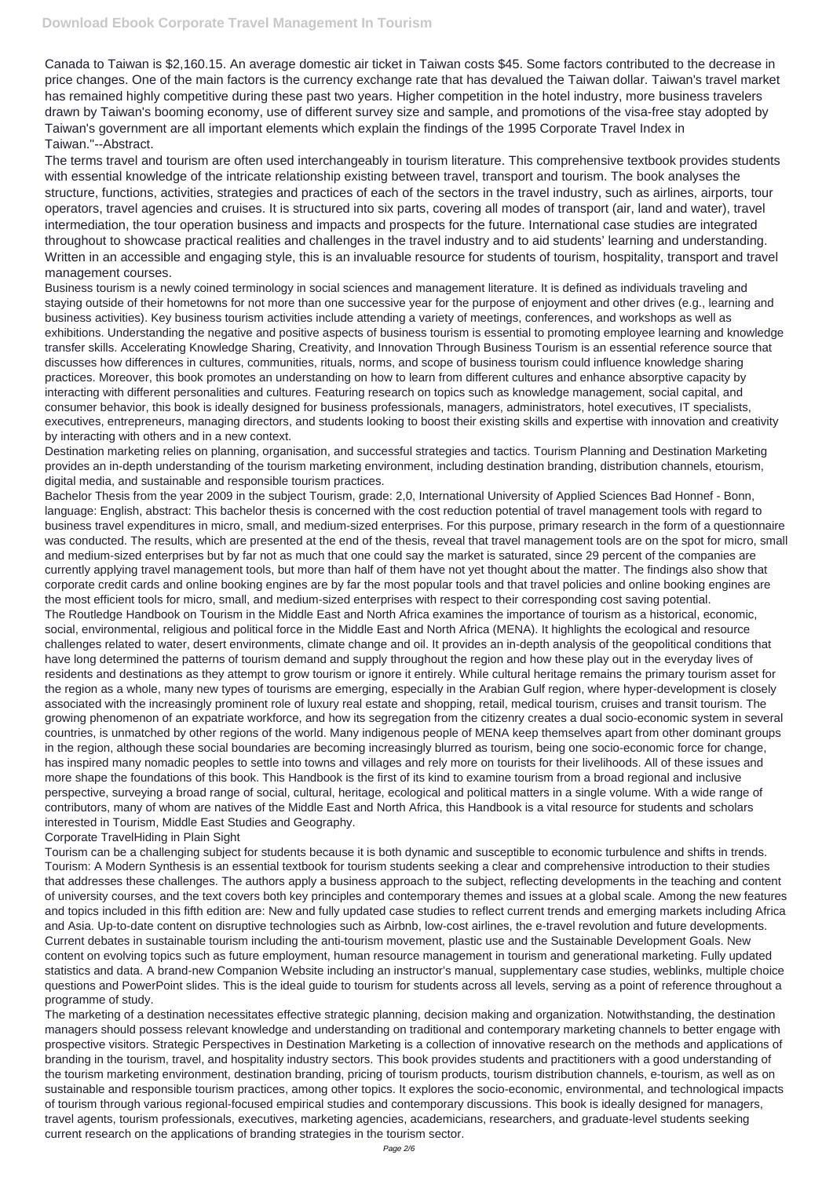Canada to Taiwan is $2,160.15. An average domestic air ticket in Taiwan costs $45. Some factors contributed to the decrease in price changes. One of the main factors is the currency exchange rate that has devalued the Taiwan dollar. Taiwan's travel market has remained highly competitive during these past two years. Higher competition in the hotel industry, more business travelers drawn by Taiwan's booming economy, use of different survey size and sample, and promotions of the visa-free stay adopted by Taiwan's government are all important elements which explain the findings of the 1995 Corporate Travel Index in Taiwan."--Abstract.

The terms travel and tourism are often used interchangeably in tourism literature. This comprehensive textbook provides students with essential knowledge of the intricate relationship existing between travel, transport and tourism. The book analyses the structure, functions, activities, strategies and practices of each of the sectors in the travel industry, such as airlines, airports, tour operators, travel agencies and cruises. It is structured into six parts, covering all modes of transport (air, land and water), travel intermediation, the tour operation business and impacts and prospects for the future. International case studies are integrated throughout to showcase practical realities and challenges in the travel industry and to aid students' learning and understanding. Written in an accessible and engaging style, this is an invaluable resource for students of tourism, hospitality, transport and travel management courses.

Business tourism is a newly coined terminology in social sciences and management literature. It is defined as individuals traveling and staying outside of their hometowns for not more than one successive year for the purpose of enjoyment and other drives (e.g., learning and business activities). Key business tourism activities include attending a variety of meetings, conferences, and workshops as well as exhibitions. Understanding the negative and positive aspects of business tourism is essential to promoting employee learning and knowledge transfer skills. Accelerating Knowledge Sharing, Creativity, and Innovation Through Business Tourism is an essential reference source that discusses how differences in cultures, communities, rituals, norms, and scope of business tourism could influence knowledge sharing practices. Moreover, this book promotes an understanding on how to learn from different cultures and enhance absorptive capacity by interacting with different personalities and cultures. Featuring research on topics such as knowledge management, social capital, and consumer behavior, this book is ideally designed for business professionals, managers, administrators, hotel executives, IT specialists, executives, entrepreneurs, managing directors, and students looking to boost their existing skills and expertise with innovation and creativity by interacting with others and in a new context.

Destination marketing relies on planning, organisation, and successful strategies and tactics. Tourism Planning and Destination Marketing provides an in-depth understanding of the tourism marketing environment, including destination branding, distribution channels, etourism, digital media, and sustainable and responsible tourism practices.

Bachelor Thesis from the year 2009 in the subject Tourism, grade: 2,0, International University of Applied Sciences Bad Honnef - Bonn, language: English, abstract: This bachelor thesis is concerned with the cost reduction potential of travel management tools with regard to business travel expenditures in micro, small, and medium-sized enterprises. For this purpose, primary research in the form of a questionnaire was conducted. The results, which are presented at the end of the thesis, reveal that travel management tools are on the spot for micro, small and medium-sized enterprises but by far not as much that one could say the market is saturated, since 29 percent of the companies are currently applying travel management tools, but more than half of them have not yet thought about the matter. The findings also show that corporate credit cards and online booking engines are by far the most popular tools and that travel policies and online booking engines are the most efficient tools for micro, small, and medium-sized enterprises with respect to their corresponding cost saving potential.

The Routledge Handbook on Tourism in the Middle East and North Africa examines the importance of tourism as a historical, economic, social, environmental, religious and political force in the Middle East and North Africa (MENA). It highlights the ecological and resource challenges related to water, desert environments, climate change and oil. It provides an in-depth analysis of the geopolitical conditions that have long determined the patterns of tourism demand and supply throughout the region and how these play out in the everyday lives of residents and destinations as they attempt to grow tourism or ignore it entirely. While cultural heritage remains the primary tourism asset for the region as a whole, many new types of tourisms are emerging, especially in the Arabian Gulf region, where hyper-development is closely associated with the increasingly prominent role of luxury real estate and shopping, retail, medical tourism, cruises and transit tourism. The growing phenomenon of an expatriate workforce, and how its segregation from the citizenry creates a dual socio-economic system in several countries, is unmatched by other regions of the world. Many indigenous people of MENA keep themselves apart from other dominant groups in the region, although these social boundaries are becoming increasingly blurred as tourism, being one socio-economic force for change, has inspired many nomadic peoples to settle into towns and villages and rely more on tourists for their livelihoods. All of these issues and more shape the foundations of this book. This Handbook is the first of its kind to examine tourism from a broad regional and inclusive perspective, surveying a broad range of social, cultural, heritage, ecological and political matters in a single volume. With a wide range of contributors, many of whom are natives of the Middle East and North Africa, this Handbook is a vital resource for students and scholars interested in Tourism, Middle East Studies and Geography.

Corporate TravelHiding in Plain Sight

Tourism can be a challenging subject for students because it is both dynamic and susceptible to economic turbulence and shifts in trends. Tourism: A Modern Synthesis is an essential textbook for tourism students seeking a clear and comprehensive introduction to their studies that addresses these challenges. The authors apply a business approach to the subject, reflecting developments in the teaching and content of university courses, and the text covers both key principles and contemporary themes and issues at a global scale. Among the new features and topics included in this fifth edition are: New and fully updated case studies to reflect current trends and emerging markets including Africa and Asia. Up-to-date content on disruptive technologies such as Airbnb, low-cost airlines, the e-travel revolution and future developments. Current debates in sustainable tourism including the anti-tourism movement, plastic use and the Sustainable Development Goals. New content on evolving topics such as future employment, human resource management in tourism and generational marketing. Fully updated statistics and data. A brand-new Companion Website including an instructor's manual, supplementary case studies, weblinks, multiple choice questions and PowerPoint slides. This is the ideal guide to tourism for students across all levels, serving as a point of reference throughout a programme of study.

The marketing of a destination necessitates effective strategic planning, decision making and organization. Notwithstanding, the destination managers should possess relevant knowledge and understanding on traditional and contemporary marketing channels to better engage with prospective visitors. Strategic Perspectives in Destination Marketing is a collection of innovative research on the methods and applications of branding in the tourism, travel, and hospitality industry sectors. This book provides students and practitioners with a good understanding of the tourism marketing environment, destination branding, pricing of tourism products, tourism distribution channels, e-tourism, as well as on sustainable and responsible tourism practices, among other topics. It explores the socio-economic, environmental, and technological impacts of tourism through various regional-focused empirical studies and contemporary discussions. This book is ideally designed for managers, travel agents, tourism professionals, executives, marketing agencies, academicians, researchers, and graduate-level students seeking current research on the applications of branding strategies in the tourism sector.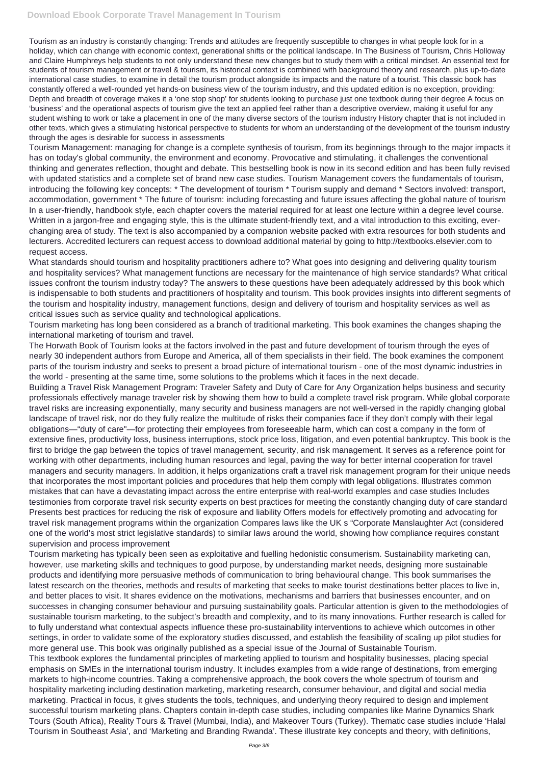Tourism as an industry is constantly changing: Trends and attitudes are frequently susceptible to changes in what people look for in a holiday, which can change with economic context, generational shifts or the political landscape. In The Business of Tourism, Chris Holloway and Claire Humphreys help students to not only understand these new changes but to study them with a critical mindset. An essential text for students of tourism management or travel & tourism, its historical context is combined with background theory and research, plus up-to-date international case studies, to examine in detail the tourism product alongside its impacts and the nature of a tourist. This classic book has constantly offered a well-rounded yet hands-on business view of the tourism industry, and this updated edition is no exception, providing: Depth and breadth of coverage makes it a 'one stop shop' for students looking to purchase just one textbook during their degree A focus on 'business' and the operational aspects of tourism give the text an applied feel rather than a descriptive overview, making it useful for any student wishing to work or take a placement in one of the many diverse sectors of the tourism industry History chapter that is not included in other texts, which gives a stimulating historical perspective to students for whom an understanding of the development of the tourism industry through the ages is desirable for success in assessments

Tourism Management: managing for change is a complete synthesis of tourism, from its beginnings through to the major impacts it has on today's global community, the environment and economy. Provocative and stimulating, it challenges the conventional thinking and generates reflection, thought and debate. This bestselling book is now in its second edition and has been fully revised with updated statistics and a complete set of brand new case studies. Tourism Management covers the fundamentals of tourism, introducing the following key concepts: * The development of tourism * Tourism supply and demand * Sectors involved: transport, accommodation, government * The future of tourism: including forecasting and future issues affecting the global nature of tourism In a user-friendly, handbook style, each chapter covers the material required for at least one lecture within a degree level course. Written in a jargon-free and engaging style, this is the ultimate student-friendly text, and a vital introduction to this exciting, ever-changing area of study. The text is also accompanied by a companion website packed with extra resources for both students and lecturers. Accredited lecturers can request access to download additional material by going to http://textbooks.elsevier.com to request access.

What standards should tourism and hospitality practitioners adhere to? What goes into designing and delivering quality tourism and hospitality services? What management functions are necessary for the maintenance of high service standards? What critical issues confront the tourism industry today? The answers to these questions have been adequately addressed by this book which is indispensable to both students and practitioners of hospitality and tourism. This book provides insights into different segments of the tourism and hospitality industry, management functions, design and delivery of tourism and hospitality services as well as critical issues such as service quality and technological applications.

Tourism marketing has long been considered as a branch of traditional marketing. This book examines the changes shaping the international marketing of tourism and travel.

The Horwath Book of Tourism looks at the factors involved in the past and future development of tourism through the eyes of nearly 30 independent authors from Europe and America, all of them specialists in their field. The book examines the component parts of the tourism industry and seeks to present a broad picture of international tourism - one of the most dynamic industries in the world - presenting at the same time, some solutions to the problems which it faces in the next decade.

Building a Travel Risk Management Program: Traveler Safety and Duty of Care for Any Organization helps business and security professionals effectively manage traveler risk by showing them how to build a complete travel risk program. While global corporate travel risks are increasing exponentially, many security and business managers are not well-versed in the rapidly changing global landscape of travel risk, nor do they fully realize the multitude of risks their companies face if they don't comply with their legal obligations—"duty of care"—for protecting their employees from foreseeable harm, which can cost a company in the form of extensive fines, productivity loss, business interruptions, stock price loss, litigation, and even potential bankruptcy. This book is the first to bridge the gap between the topics of travel management, security, and risk management. It serves as a reference point for working with other departments, including human resources and legal, paving the way for better internal cooperation for travel managers and security managers. In addition, it helps organizations craft a travel risk management program for their unique needs that incorporates the most important policies and procedures that help them comply with legal obligations. Illustrates common mistakes that can have a devastating impact across the entire enterprise with real-world examples and case studies Includes testimonies from corporate travel risk security experts on best practices for meeting the constantly changing duty of care standard Presents best practices for reducing the risk of exposure and liability Offers models for effectively promoting and advocating for travel risk management programs within the organization Compares laws like the UK s "Corporate Manslaughter Act (considered one of the world's most strict legislative standards) to similar laws around the world, showing how compliance requires constant supervision and process improvement

Tourism marketing has typically been seen as exploitative and fuelling hedonistic consumerism. Sustainability marketing can, however, use marketing skills and techniques to good purpose, by understanding market needs, designing more sustainable products and identifying more persuasive methods of communication to bring behavioural change. This book summarises the latest research on the theories, methods and results of marketing that seeks to make tourist destinations better places to live in, and better places to visit. It shares evidence on the motivations, mechanisms and barriers that businesses encounter, and on successes in changing consumer behaviour and pursuing sustainability goals. Particular attention is given to the methodologies of sustainable tourism marketing, to the subject's breadth and complexity, and to its many innovations. Further research is called for to fully understand what contextual aspects influence these pro-sustainability interventions to achieve which outcomes in other settings, in order to validate some of the exploratory studies discussed, and establish the feasibility of scaling up pilot studies for more general use. This book was originally published as a special issue of the Journal of Sustainable Tourism.

This textbook explores the fundamental principles of marketing applied to tourism and hospitality businesses, placing special emphasis on SMEs in the international tourism industry. It includes examples from a wide range of destinations, from emerging markets to high-income countries. Taking a comprehensive approach, the book covers the whole spectrum of tourism and hospitality marketing including destination marketing, marketing research, consumer behaviour, and digital and social media marketing. Practical in focus, it gives students the tools, techniques, and underlying theory required to design and implement successful tourism marketing plans. Chapters contain in-depth case studies, including companies like Marine Dynamics Shark Tours (South Africa), Reality Tours & Travel (Mumbai, India), and Makeover Tours (Turkey). Thematic case studies include 'Halal Tourism in Southeast Asia', and 'Marketing and Branding Rwanda'. These illustrate key concepts and theory, with definitions,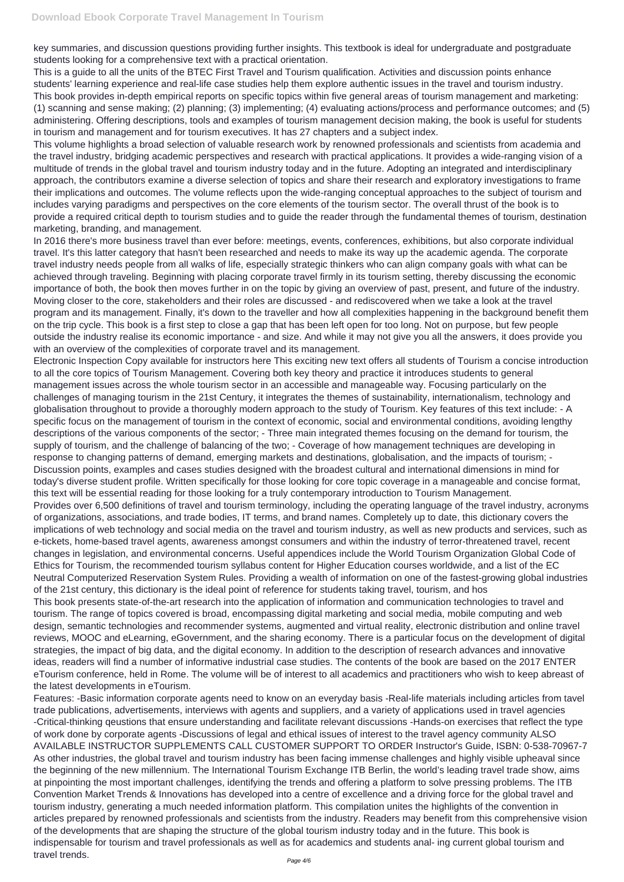key summaries, and discussion questions providing further insights. This textbook is ideal for undergraduate and postgraduate students looking for a comprehensive text with a practical orientation.

This is a guide to all the units of the BTEC First Travel and Tourism qualification. Activities and discussion points enhance students' learning experience and real-life case studies help them explore authentic issues in the travel and tourism industry.

This book provides in-depth empirical reports on specific topics within five general areas of tourism management and marketing: (1) scanning and sense making; (2) planning; (3) implementing; (4) evaluating actions/process and performance outcomes; and (5) administering. Offering descriptions, tools and examples of tourism management decision making, the book is useful for students in tourism and management and for tourism executives. It has 27 chapters and a subject index.

This volume highlights a broad selection of valuable research work by renowned professionals and scientists from academia and the travel industry, bridging academic perspectives and research with practical applications. It provides a wide-ranging vision of a multitude of trends in the global travel and tourism industry today and in the future. Adopting an integrated and interdisciplinary approach, the contributors examine a diverse selection of topics and share their research and exploratory investigations to frame their implications and outcomes. The volume reflects upon the wide-ranging conceptual approaches to the subject of tourism and includes varying paradigms and perspectives on the core elements of the tourism sector. The overall thrust of the book is to provide a required critical depth to tourism studies and to guide the reader through the fundamental themes of tourism, destination marketing, branding, and management.

In 2016 there's more business travel than ever before: meetings, events, conferences, exhibitions, but also corporate individual travel. It's this latter category that hasn't been researched and needs to make its way up the academic agenda. The corporate travel industry needs people from all walks of life, especially strategic thinkers who can align company goals with what can be achieved through traveling. Beginning with placing corporate travel firmly in its tourism setting, thereby discussing the economic importance of both, the book then moves further in on the topic by giving an overview of past, present, and future of the industry. Moving closer to the core, stakeholders and their roles are discussed - and rediscovered when we take a look at the travel program and its management. Finally, it's down to the traveller and how all complexities happening in the background benefit them on the trip cycle. This book is a first step to close a gap that has been left open for too long. Not on purpose, but few people outside the industry realise its economic importance - and size. And while it may not give you all the answers, it does provide you with an overview of the complexities of corporate travel and its management.

Electronic Inspection Copy available for instructors here This exciting new text offers all students of Tourism a concise introduction to all the core topics of Tourism Management. Covering both key theory and practice it introduces students to general management issues across the whole tourism sector in an accessible and manageable way. Focusing particularly on the challenges of managing tourism in the 21st Century, it integrates the themes of sustainability, internationalism, technology and globalisation throughout to provide a thoroughly modern approach to the study of Tourism. Key features of this text include: - A specific focus on the management of tourism in the context of economic, social and environmental conditions, avoiding lengthy descriptions of the various components of the sector; - Three main integrated themes focusing on the demand for tourism, the supply of tourism, and the challenge of balancing of the two; - Coverage of how management techniques are developing in response to changing patterns of demand, emerging markets and destinations, globalisation, and the impacts of tourism; - Discussion points, examples and cases studies designed with the broadest cultural and international dimensions in mind for today's diverse student profile. Written specifically for those looking for core topic coverage in a manageable and concise format, this text will be essential reading for those looking for a truly contemporary introduction to Tourism Management.

Provides over 6,500 definitions of travel and tourism terminology, including the operating language of the travel industry, acronyms of organizations, associations, and trade bodies, IT terms, and brand names. Completely up to date, this dictionary covers the implications of web technology and social media on the travel and tourism industry, as well as new products and services, such as e-tickets, home-based travel agents, awareness amongst consumers and within the industry of terror-threatened travel, recent changes in legislation, and environmental concerns. Useful appendices include the World Tourism Organization Global Code of Ethics for Tourism, the recommended tourism syllabus content for Higher Education courses worldwide, and a list of the EC Neutral Computerized Reservation System Rules. Providing a wealth of information on one of the fastest-growing global industries of the 21st century, this dictionary is the ideal point of reference for students taking travel, tourism, and hos

This book presents state-of-the-art research into the application of information and communication technologies to travel and tourism. The range of topics covered is broad, encompassing digital marketing and social media, mobile computing and web design, semantic technologies and recommender systems, augmented and virtual reality, electronic distribution and online travel reviews, MOOC and eLearning, eGovernment, and the sharing economy. There is a particular focus on the development of digital strategies, the impact of big data, and the digital economy. In addition to the description of research advances and innovative ideas, readers will find a number of informative industrial case studies. The contents of the book are based on the 2017 ENTER eTourism conference, held in Rome. The volume will be of interest to all academics and practitioners who wish to keep abreast of the latest developments in eTourism.

Features: -Basic information corporate agents need to know on an everyday basis -Real-life materials including articles from tavel trade publications, advertisements, interviews with agents and suppliers, and a variety of applications used in travel agencies -Critical-thinking qeustions that ensure understanding and facilitate relevant discussions -Hands-on exercises that reflect the type of work done by corporate agents -Discussions of legal and ethical issues of interest to the travel agency community ALSO AVAILABLE INSTRUCTOR SUPPLEMENTS CALL CUSTOMER SUPPORT TO ORDER Instructor's Guide, ISBN: 0-538-70967-7

As other industries, the global travel and tourism industry has been facing immense challenges and highly visible upheaval since the beginning of the new millennium. The International Tourism Exchange ITB Berlin, the world's leading travel trade show, aims at pinpointing the most important challenges, identifying the trends and offering a platform to solve pressing problems. The ITB Convention Market Trends & Innovations has developed into a centre of excellence and a driving force for the global travel and tourism industry, generating a much needed information platform. This compilation unites the highlights of the convention in articles prepared by renowned professionals and scientists from the industry. Readers may benefit from this comprehensive vision of the developments that are shaping the structure of the global tourism industry today and in the future. This book is indispensable for tourism and travel professionals as well as for academics and students anal- ing current global tourism and travel trends.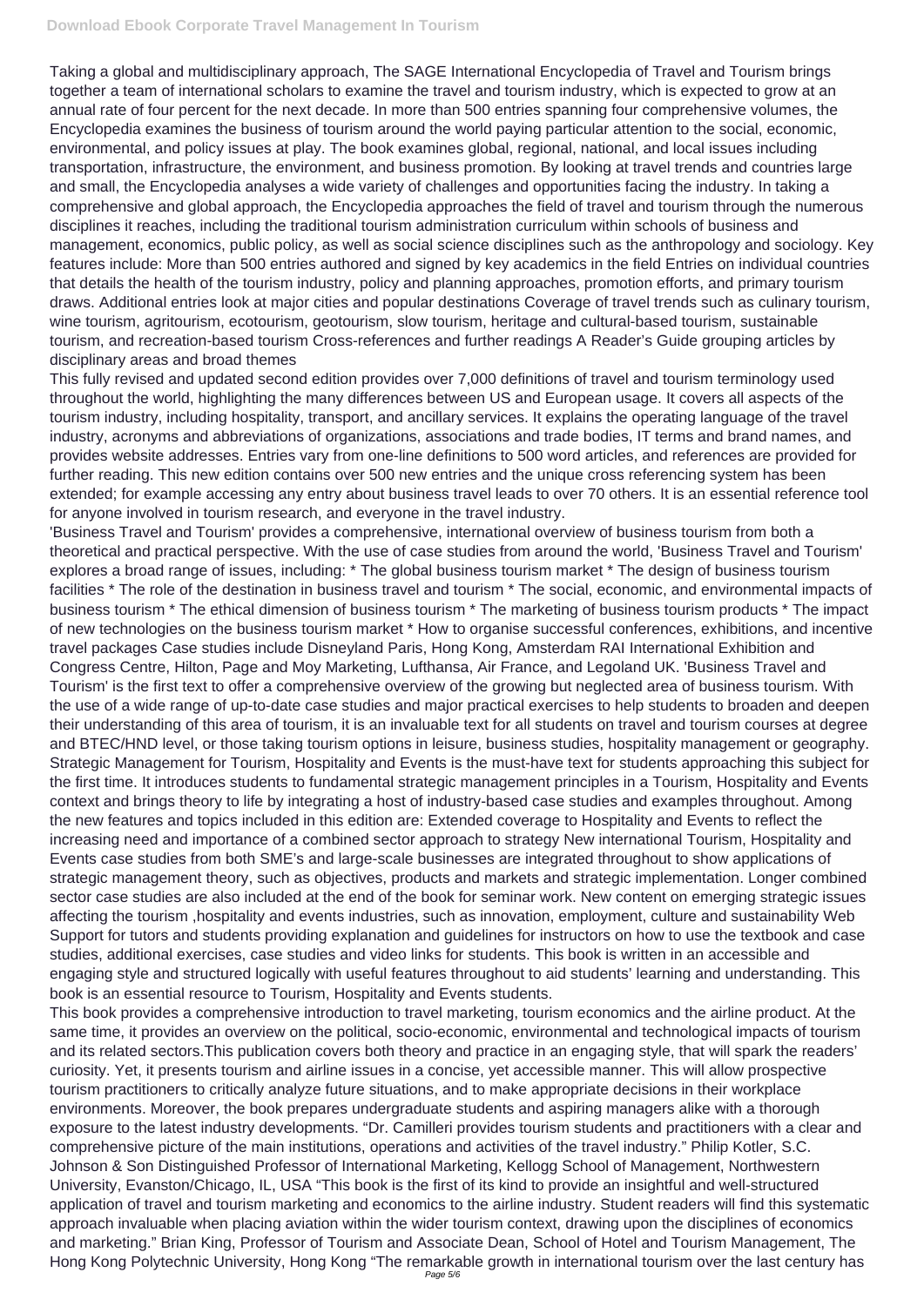Taking a global and multidisciplinary approach, The SAGE International Encyclopedia of Travel and Tourism brings together a team of international scholars to examine the travel and tourism industry, which is expected to grow at an annual rate of four percent for the next decade. In more than 500 entries spanning four comprehensive volumes, the Encyclopedia examines the business of tourism around the world paying particular attention to the social, economic, environmental, and policy issues at play. The book examines global, regional, national, and local issues including transportation, infrastructure, the environment, and business promotion. By looking at travel trends and countries large and small, the Encyclopedia analyses a wide variety of challenges and opportunities facing the industry. In taking a comprehensive and global approach, the Encyclopedia approaches the field of travel and tourism through the numerous disciplines it reaches, including the traditional tourism administration curriculum within schools of business and management, economics, public policy, as well as social science disciplines such as the anthropology and sociology. Key features include: More than 500 entries authored and signed by key academics in the field Entries on individual countries that details the health of the tourism industry, policy and planning approaches, promotion efforts, and primary tourism draws. Additional entries look at major cities and popular destinations Coverage of travel trends such as culinary tourism, wine tourism, agritourism, ecotourism, geotourism, slow tourism, heritage and cultural-based tourism, sustainable tourism, and recreation-based tourism Cross-references and further readings A Reader's Guide grouping articles by disciplinary areas and broad themes

This fully revised and updated second edition provides over 7,000 definitions of travel and tourism terminology used throughout the world, highlighting the many differences between US and European usage. It covers all aspects of the tourism industry, including hospitality, transport, and ancillary services. It explains the operating language of the travel industry, acronyms and abbreviations of organizations, associations and trade bodies, IT terms and brand names, and provides website addresses. Entries vary from one-line definitions to 500 word articles, and references are provided for further reading. This new edition contains over 500 new entries and the unique cross referencing system has been extended; for example accessing any entry about business travel leads to over 70 others. It is an essential reference tool for anyone involved in tourism research, and everyone in the travel industry.

'Business Travel and Tourism' provides a comprehensive, international overview of business tourism from both a theoretical and practical perspective. With the use of case studies from around the world, 'Business Travel and Tourism' explores a broad range of issues, including: * The global business tourism market * The design of business tourism facilities * The role of the destination in business travel and tourism * The social, economic, and environmental impacts of business tourism * The ethical dimension of business tourism * The marketing of business tourism products * The impact of new technologies on the business tourism market * How to organise successful conferences, exhibitions, and incentive travel packages Case studies include Disneyland Paris, Hong Kong, Amsterdam RAI International Exhibition and Congress Centre, Hilton, Page and Moy Marketing, Lufthansa, Air France, and Legoland UK. 'Business Travel and Tourism' is the first text to offer a comprehensive overview of the growing but neglected area of business tourism. With the use of a wide range of up-to-date case studies and major practical exercises to help students to broaden and deepen their understanding of this area of tourism, it is an invaluable text for all students on travel and tourism courses at degree and BTEC/HND level, or those taking tourism options in leisure, business studies, hospitality management or geography.

Strategic Management for Tourism, Hospitality and Events is the must-have text for students approaching this subject for the first time. It introduces students to fundamental strategic management principles in a Tourism, Hospitality and Events context and brings theory to life by integrating a host of industry-based case studies and examples throughout. Among the new features and topics included in this edition are: Extended coverage to Hospitality and Events to reflect the increasing need and importance of a combined sector approach to strategy New international Tourism, Hospitality and Events case studies from both SME's and large-scale businesses are integrated throughout to show applications of strategic management theory, such as objectives, products and markets and strategic implementation. Longer combined sector case studies are also included at the end of the book for seminar work. New content on emerging strategic issues affecting the tourism ,hospitality and events industries, such as innovation, employment, culture and sustainability Web Support for tutors and students providing explanation and guidelines for instructors on how to use the textbook and case studies, additional exercises, case studies and video links for students. This book is written in an accessible and engaging style and structured logically with useful features throughout to aid students' learning and understanding. This book is an essential resource to Tourism, Hospitality and Events students.

This book provides a comprehensive introduction to travel marketing, tourism economics and the airline product. At the same time, it provides an overview on the political, socio-economic, environmental and technological impacts of tourism and its related sectors.This publication covers both theory and practice in an engaging style, that will spark the readers' curiosity. Yet, it presents tourism and airline issues in a concise, yet accessible manner. This will allow prospective tourism practitioners to critically analyze future situations, and to make appropriate decisions in their workplace environments. Moreover, the book prepares undergraduate students and aspiring managers alike with a thorough exposure to the latest industry developments. "Dr. Camilleri provides tourism students and practitioners with a clear and comprehensive picture of the main institutions, operations and activities of the travel industry." Philip Kotler, S.C. Johnson & Son Distinguished Professor of International Marketing, Kellogg School of Management, Northwestern University, Evanston/Chicago, IL, USA "This book is the first of its kind to provide an insightful and well-structured application of travel and tourism marketing and economics to the airline industry. Student readers will find this systematic approach invaluable when placing aviation within the wider tourism context, drawing upon the disciplines of economics and marketing." Brian King, Professor of Tourism and Associate Dean, School of Hotel and Tourism Management, The Hong Kong Polytechnic University, Hong Kong "The remarkable growth in international tourism over the last century has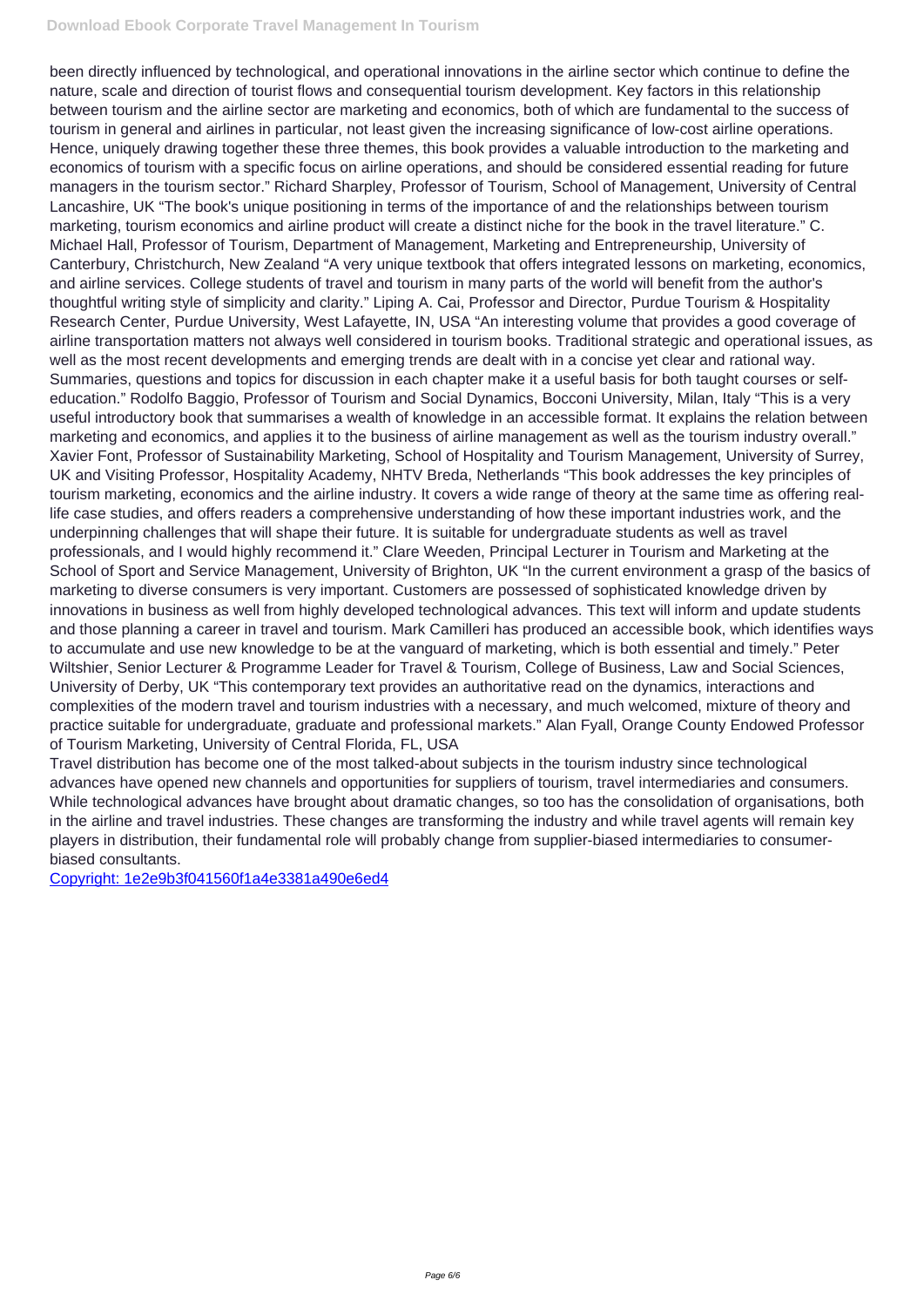been directly influenced by technological, and operational innovations in the airline sector which continue to define the nature, scale and direction of tourist flows and consequential tourism development. Key factors in this relationship between tourism and the airline sector are marketing and economics, both of which are fundamental to the success of tourism in general and airlines in particular, not least given the increasing significance of low-cost airline operations. Hence, uniquely drawing together these three themes, this book provides a valuable introduction to the marketing and economics of tourism with a specific focus on airline operations, and should be considered essential reading for future managers in the tourism sector." Richard Sharpley, Professor of Tourism, School of Management, University of Central Lancashire, UK "The book's unique positioning in terms of the importance of and the relationships between tourism marketing, tourism economics and airline product will create a distinct niche for the book in the travel literature." C. Michael Hall, Professor of Tourism, Department of Management, Marketing and Entrepreneurship, University of Canterbury, Christchurch, New Zealand "A very unique textbook that offers integrated lessons on marketing, economics, and airline services. College students of travel and tourism in many parts of the world will benefit from the author's thoughtful writing style of simplicity and clarity." Liping A. Cai, Professor and Director, Purdue Tourism & Hospitality Research Center, Purdue University, West Lafayette, IN, USA "An interesting volume that provides a good coverage of airline transportation matters not always well considered in tourism books. Traditional strategic and operational issues, as well as the most recent developments and emerging trends are dealt with in a concise yet clear and rational way. Summaries, questions and topics for discussion in each chapter make it a useful basis for both taught courses or self-education." Rodolfo Baggio, Professor of Tourism and Social Dynamics, Bocconi University, Milan, Italy "This is a very useful introductory book that summarises a wealth of knowledge in an accessible format. It explains the relation between marketing and economics, and applies it to the business of airline management as well as the tourism industry overall." Xavier Font, Professor of Sustainability Marketing, School of Hospitality and Tourism Management, University of Surrey, UK and Visiting Professor, Hospitality Academy, NHTV Breda, Netherlands "This book addresses the key principles of tourism marketing, economics and the airline industry. It covers a wide range of theory at the same time as offering real-life case studies, and offers readers a comprehensive understanding of how these important industries work, and the underpinning challenges that will shape their future. It is suitable for undergraduate students as well as travel professionals, and I would highly recommend it." Clare Weeden, Principal Lecturer in Tourism and Marketing at the School of Sport and Service Management, University of Brighton, UK "In the current environment a grasp of the basics of marketing to diverse consumers is very important. Customers are possessed of sophisticated knowledge driven by innovations in business as well from highly developed technological advances. This text will inform and update students and those planning a career in travel and tourism. Mark Camilleri has produced an accessible book, which identifies ways to accumulate and use new knowledge to be at the vanguard of marketing, which is both essential and timely." Peter Wiltshier, Senior Lecturer & Programme Leader for Travel & Tourism, College of Business, Law and Social Sciences, University of Derby, UK "This contemporary text provides an authoritative read on the dynamics, interactions and complexities of the modern travel and tourism industries with a necessary, and much welcomed, mixture of theory and practice suitable for undergraduate, graduate and professional markets." Alan Fyall, Orange County Endowed Professor of Tourism Marketing, University of Central Florida, FL, USA

Travel distribution has become one of the most talked-about subjects in the tourism industry since technological advances have opened new channels and opportunities for suppliers of tourism, travel intermediaries and consumers. While technological advances have brought about dramatic changes, so too has the consolidation of organisations, both in the airline and travel industries. These changes are transforming the industry and while travel agents will remain key players in distribution, their fundamental role will probably change from supplier-biased intermediaries to consumer-biased consultants.

Copyright: 1e2e9b3f041560f1a4e3381a490e6ed4